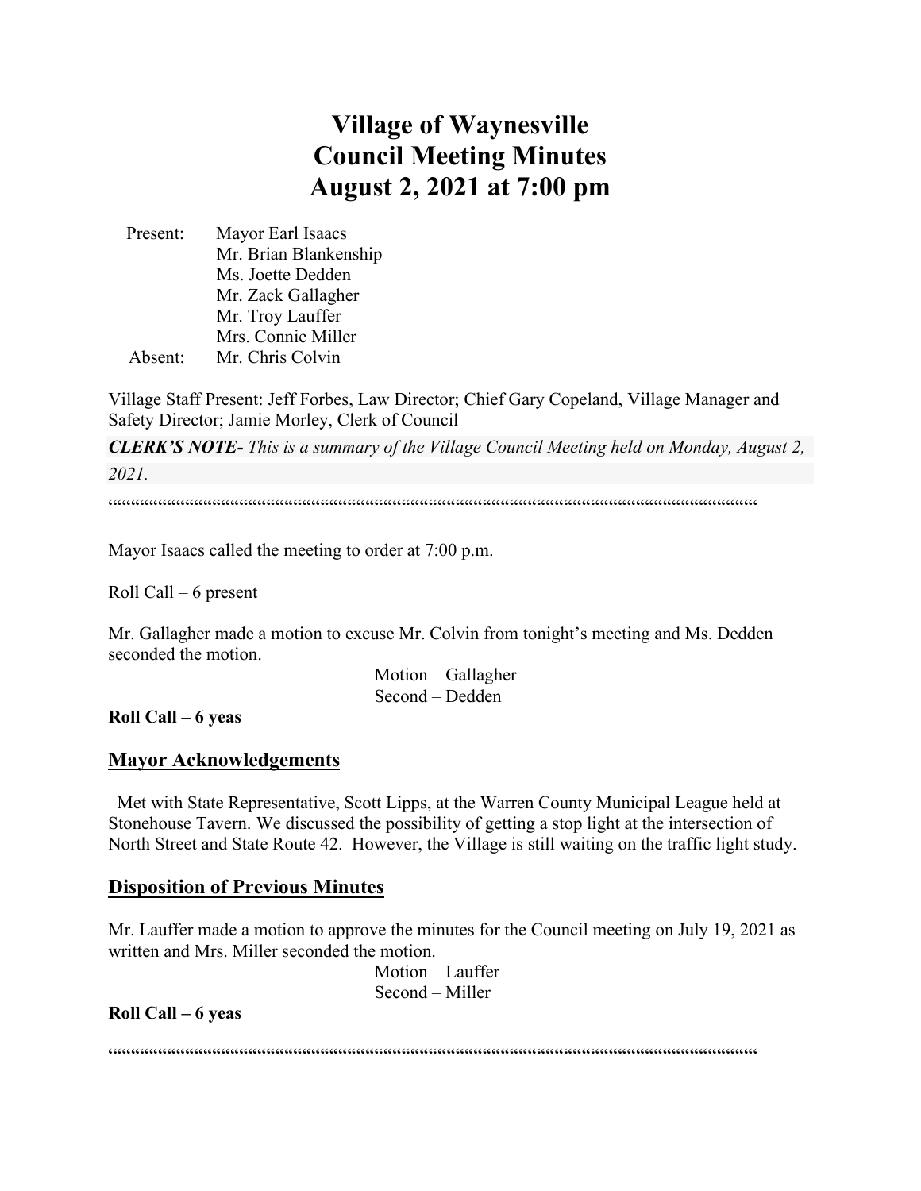# Village of Waynesville
# Council Meeting Minutes
# August 2, 2021 at 7:00 pm

| | |
|---|---|
| Present: | Mayor Earl Isaacs |
| | Mr. Brian Blankenship |
| | Ms. Joette Dedden |
| | Mr. Zack Gallagher |
| | Mr. Troy Lauffer |
| | Mrs. Connie Miller |
| Absent: | Mr. Chris Colvin |

Village Staff Present: Jeff Forbes, Law Director; Chief Gary Copeland, Village Manager and Safety Director; Jamie Morley, Clerk of Council

***CLERK'S NOTE-*** *This is a summary of the Village Council Meeting held on Monday, August 2, 2021.*

""""""""""""""""""""""""""""""""""""""""""""""""""""""""""""""""""""""""""""""""""""""""""""""""""""""""""""""""""""""""

Mayor Isaacs called the meeting to order at 7:00 p.m.

Roll Call – 6 present

Mr. Gallagher made a motion to excuse Mr. Colvin from tonight's meeting and Ms. Dedden seconded the motion.

Motion – Gallagher
Second – Dedden

**Roll Call – 6 yeas**

## Mayor Acknowledgements

Met with State Representative, Scott Lipps, at the Warren County Municipal League held at Stonehouse Tavern. We discussed the possibility of getting a stop light at the intersection of North Street and State Route 42. However, the Village is still waiting on the traffic light study.

## Disposition of Previous Minutes

Mr. Lauffer made a motion to approve the minutes for the Council meeting on July 19, 2021 as written and Mrs. Miller seconded the motion.

Motion – Lauffer
Second – Miller

**Roll Call – 6 yeas**

""""""""""""""""""""""""""""""""""""""""""""""""""""""""""""""""""""""""""""""""""""""""""""""""""""""""""""""""""""""""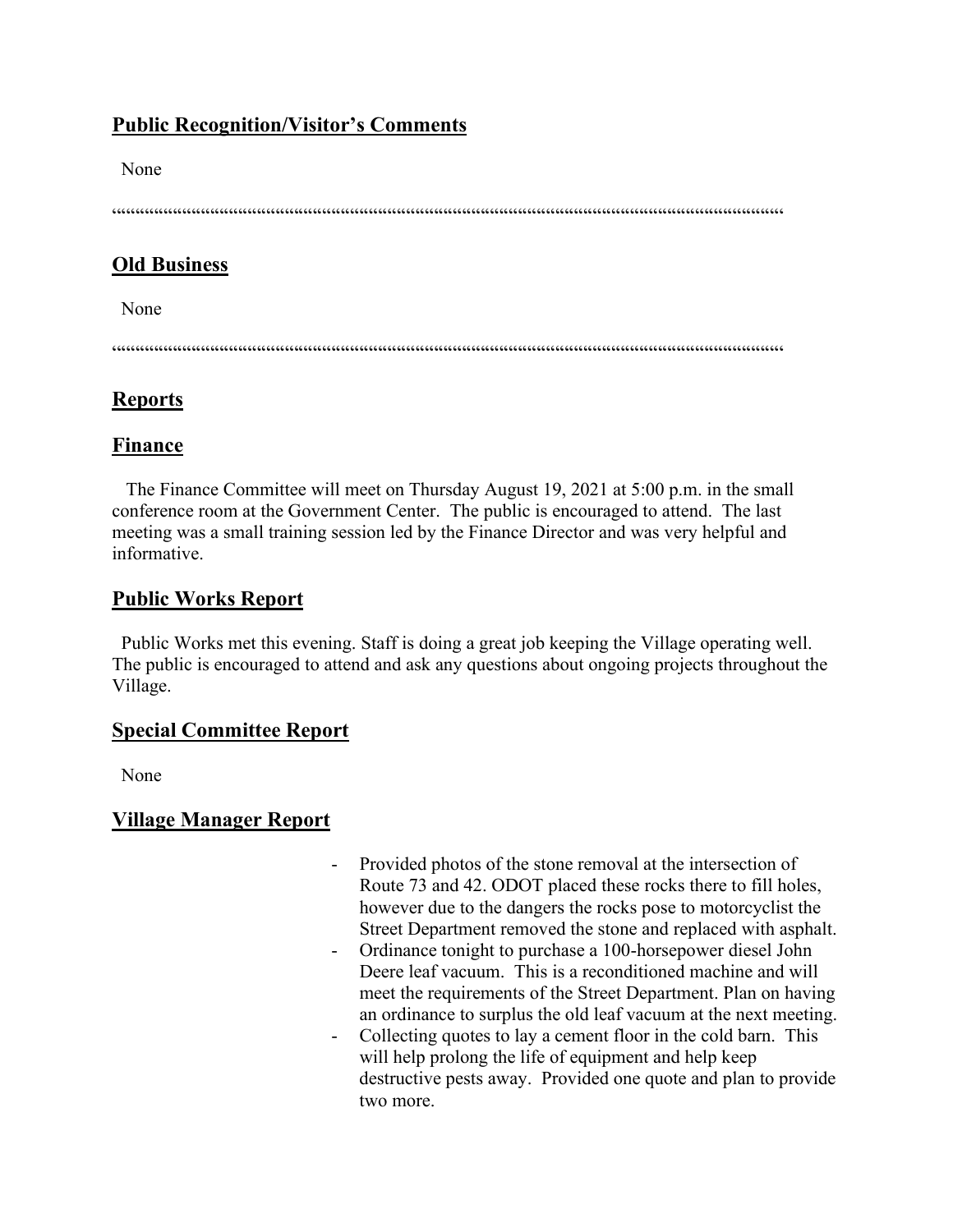## Public Recognition/Visitor's Comments

None

""""""""""""""""""""""""""""""""""""""""""""""""""""""""""""""""""""""""""""""""""""""""""""""""""""""""""""""""""""""""""""""""""""""""""""""""""""""""""""""""""""

## Old Business

None

""""""""""""""""""""""""""""""""""""""""""""""""""""""""""""""""""""""""""""""""""""""""""""""""""""""""""""""""""""""""""""""""""""""""""""""""""""""""""""""""""""

## Reports

## Finance

The Finance Committee will meet on Thursday August 19, 2021 at 5:00 p.m. in the small conference room at the Government Center. The public is encouraged to attend. The last meeting was a small training session led by the Finance Director and was very helpful and informative.

## Public Works Report

Public Works met this evening. Staff is doing a great job keeping the Village operating well. The public is encouraged to attend and ask any questions about ongoing projects throughout the Village.

## Special Committee Report

None

## Village Manager Report

- Provided photos of the stone removal at the intersection of Route 73 and 42. ODOT placed these rocks there to fill holes, however due to the dangers the rocks pose to motorcyclist the Street Department removed the stone and replaced with asphalt.
- Ordinance tonight to purchase a 100-horsepower diesel John Deere leaf vacuum. This is a reconditioned machine and will meet the requirements of the Street Department. Plan on having an ordinance to surplus the old leaf vacuum at the next meeting.
- Collecting quotes to lay a cement floor in the cold barn. This will help prolong the life of equipment and help keep destructive pests away. Provided one quote and plan to provide two more.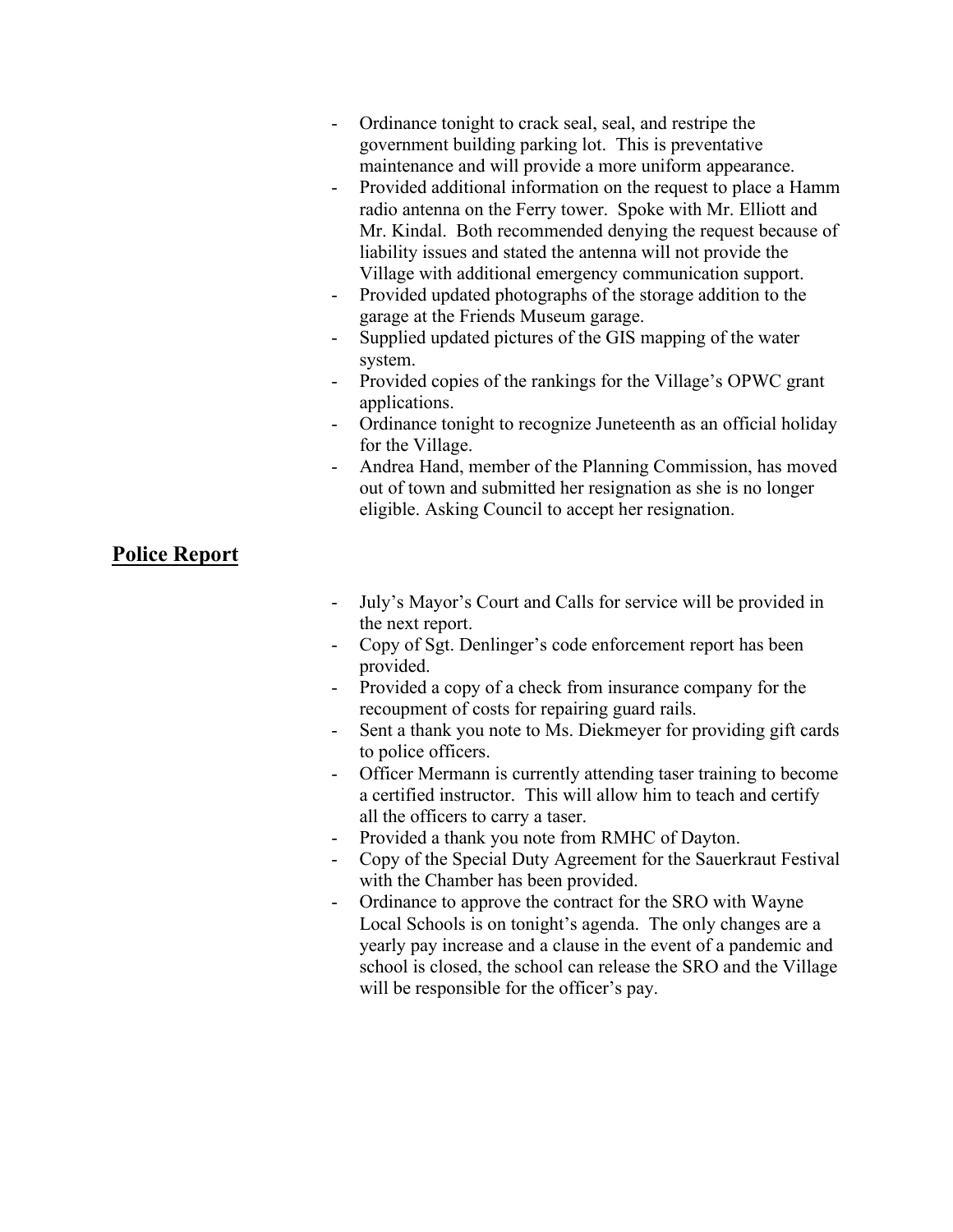- Ordinance tonight to crack seal, seal, and restripe the government building parking lot. This is preventative maintenance and will provide a more uniform appearance.
- Provided additional information on the request to place a Hamm radio antenna on the Ferry tower. Spoke with Mr. Elliott and Mr. Kindal. Both recommended denying the request because of liability issues and stated the antenna will not provide the Village with additional emergency communication support.
- Provided updated photographs of the storage addition to the garage at the Friends Museum garage.
- Supplied updated pictures of the GIS mapping of the water system.
- Provided copies of the rankings for the Village's OPWC grant applications.
- Ordinance tonight to recognize Juneteenth as an official holiday for the Village.
- Andrea Hand, member of the Planning Commission, has moved out of town and submitted her resignation as she is no longer eligible. Asking Council to accept her resignation.

## **Police Report**

- July's Mayor's Court and Calls for service will be provided in the next report.
- Copy of Sgt. Denlinger's code enforcement report has been provided.
- Provided a copy of a check from insurance company for the recoupment of costs for repairing guard rails.
- Sent a thank you note to Ms. Diekmeyer for providing gift cards to police officers.
- Officer Mermann is currently attending taser training to become a certified instructor. This will allow him to teach and certify all the officers to carry a taser.
- Provided a thank you note from RMHC of Dayton.
- Copy of the Special Duty Agreement for the Sauerkraut Festival with the Chamber has been provided.
- Ordinance to approve the contract for the SRO with Wayne Local Schools is on tonight's agenda. The only changes are a yearly pay increase and a clause in the event of a pandemic and school is closed, the school can release the SRO and the Village will be responsible for the officer's pay.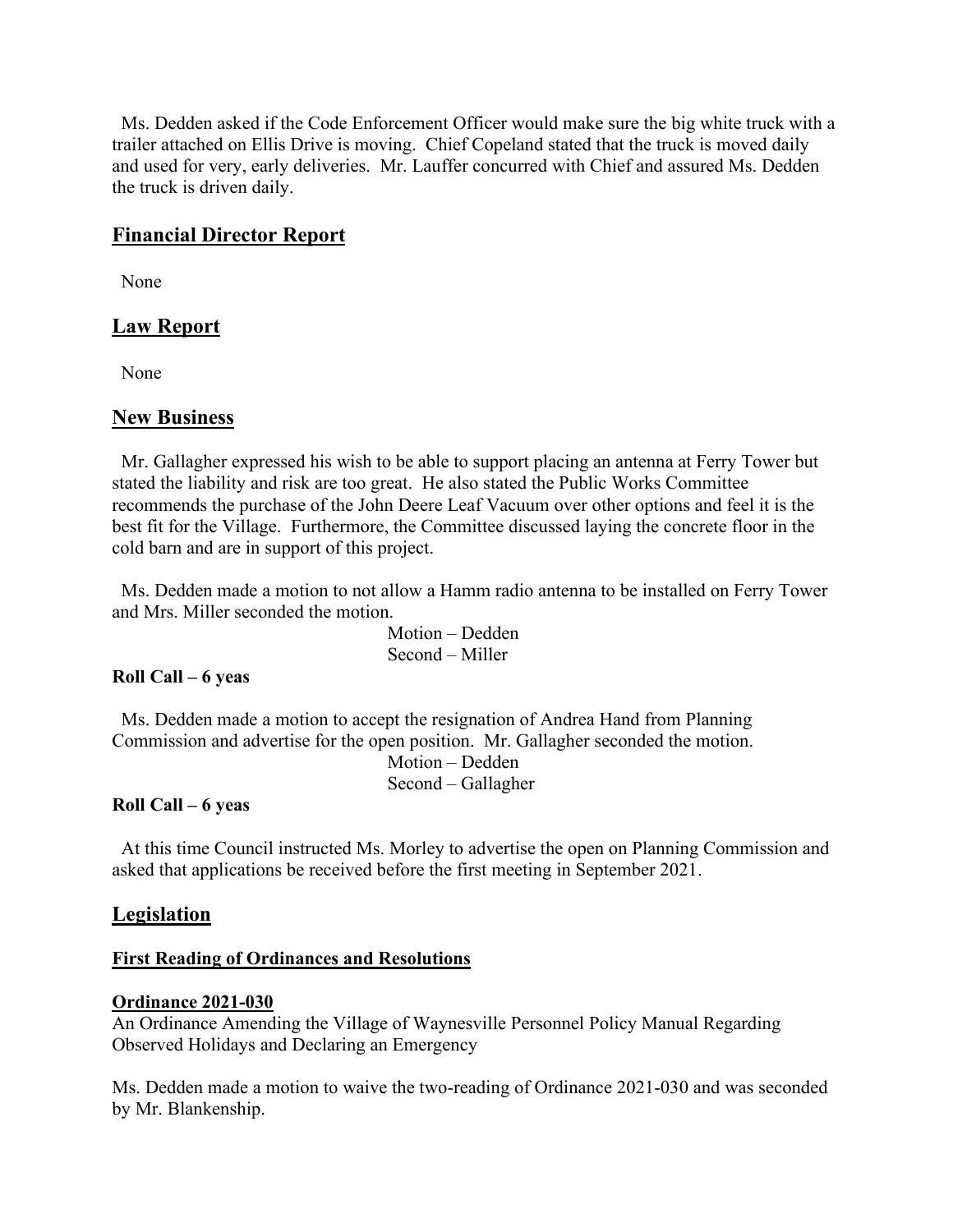Ms. Dedden asked if the Code Enforcement Officer would make sure the big white truck with a trailer attached on Ellis Drive is moving. Chief Copeland stated that the truck is moved daily and used for very, early deliveries. Mr. Lauffer concurred with Chief and assured Ms. Dedden the truck is driven daily.

## Financial Director Report

None

## Law Report

None

## New Business

Mr. Gallagher expressed his wish to be able to support placing an antenna at Ferry Tower but stated the liability and risk are too great. He also stated the Public Works Committee recommends the purchase of the John Deere Leaf Vacuum over other options and feel it is the best fit for the Village. Furthermore, the Committee discussed laying the concrete floor in the cold barn and are in support of this project.

Ms. Dedden made a motion to not allow a Hamm radio antenna to be installed on Ferry Tower and Mrs. Miller seconded the motion.

Motion – Dedden
Second – Miller

**Roll Call – 6 yeas**

Ms. Dedden made a motion to accept the resignation of Andrea Hand from Planning Commission and advertise for the open position. Mr. Gallagher seconded the motion.

Motion – Dedden
Second – Gallagher

**Roll Call – 6 yeas**

At this time Council instructed Ms. Morley to advertise the open on Planning Commission and asked that applications be received before the first meeting in September 2021.

## Legislation

### First Reading of Ordinances and Resolutions

#### Ordinance 2021-030

An Ordinance Amending the Village of Waynesville Personnel Policy Manual Regarding Observed Holidays and Declaring an Emergency

Ms. Dedden made a motion to waive the two-reading of Ordinance 2021-030 and was seconded by Mr. Blankenship.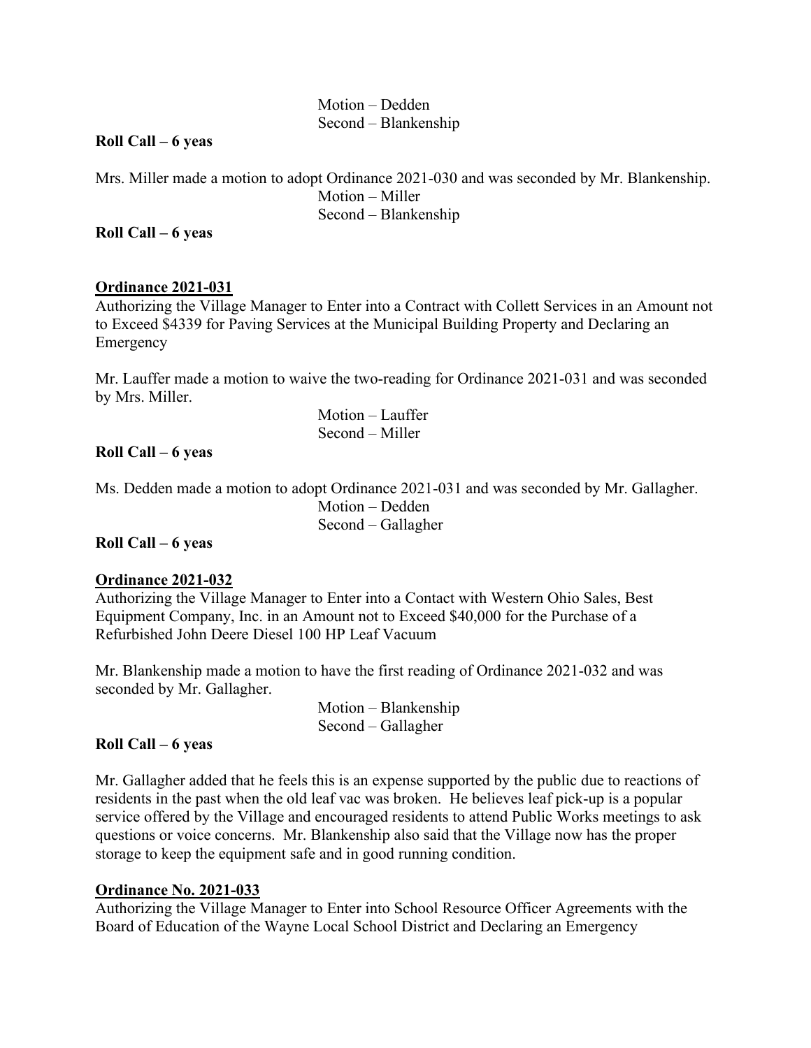Motion – Dedden
Second – Blankenship

**Roll Call – 6 yeas**

Mrs. Miller made a motion to adopt Ordinance 2021-030 and was seconded by Mr. Blankenship.

Motion – Miller
Second – Blankenship

**Roll Call – 6 yeas**

**Ordinance 2021-031**

Authorizing the Village Manager to Enter into a Contract with Collett Services in an Amount not to Exceed $4339 for Paving Services at the Municipal Building Property and Declaring an Emergency

Mr. Lauffer made a motion to waive the two-reading for Ordinance 2021-031 and was seconded by Mrs. Miller.

Motion – Lauffer
Second – Miller

**Roll Call – 6 yeas**

Ms. Dedden made a motion to adopt Ordinance 2021-031 and was seconded by Mr. Gallagher.

Motion – Dedden
Second – Gallagher

**Roll Call – 6 yeas**

**Ordinance 2021-032**

Authorizing the Village Manager to Enter into a Contact with Western Ohio Sales, Best Equipment Company, Inc. in an Amount not to Exceed $40,000 for the Purchase of a Refurbished John Deere Diesel 100 HP Leaf Vacuum

Mr. Blankenship made a motion to have the first reading of Ordinance 2021-032 and was seconded by Mr. Gallagher.

Motion – Blankenship
Second – Gallagher

**Roll Call – 6 yeas**

Mr. Gallagher added that he feels this is an expense supported by the public due to reactions of residents in the past when the old leaf vac was broken. He believes leaf pick-up is a popular service offered by the Village and encouraged residents to attend Public Works meetings to ask questions or voice concerns. Mr. Blankenship also said that the Village now has the proper storage to keep the equipment safe and in good running condition.

**Ordinance No. 2021-033**

Authorizing the Village Manager to Enter into School Resource Officer Agreements with the Board of Education of the Wayne Local School District and Declaring an Emergency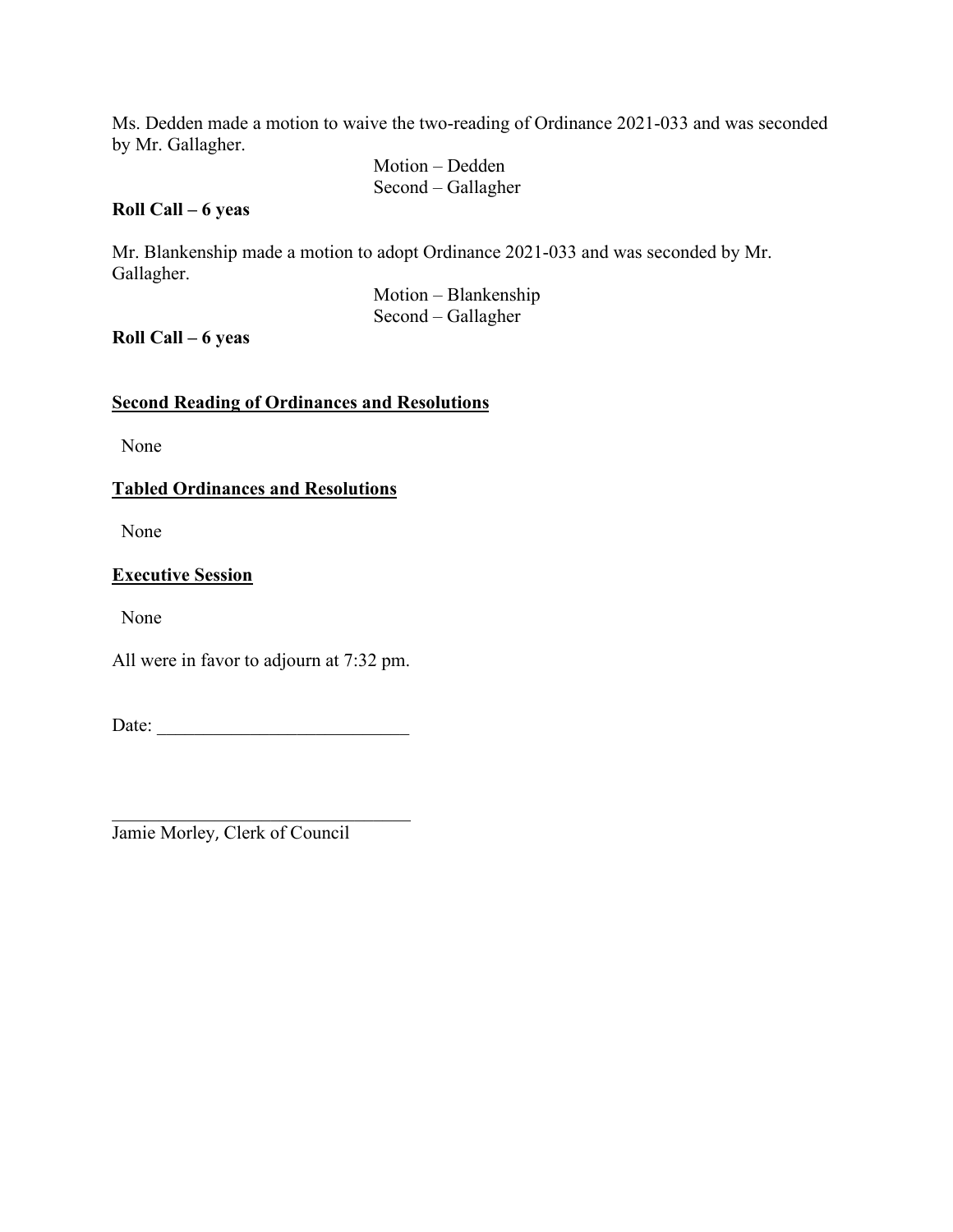Ms. Dedden made a motion to waive the two-reading of Ordinance 2021-033 and was seconded by Mr. Gallagher.

Motion – Dedden
Second – Gallagher

**Roll Call – 6 yeas**

Mr. Blankenship made a motion to adopt Ordinance 2021-033 and was seconded by Mr. Gallagher.

Motion – Blankenship
Second – Gallagher

**Roll Call – 6 yeas**

**Second Reading of Ordinances and Resolutions**

None

**Tabled Ordinances and Resolutions**

None

**Executive Session**

None

All were in favor to adjourn at 7:32 pm.

Date: ___________________________

_________________________________
Jamie Morley, Clerk of Council